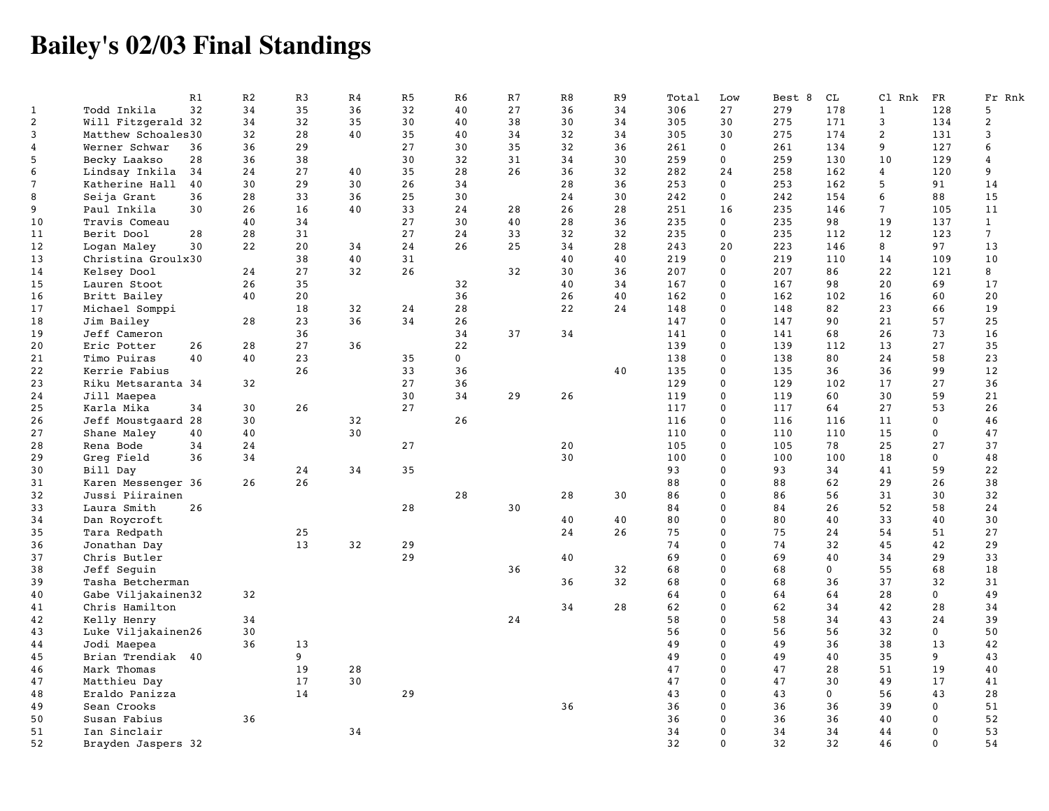# Bailey's 02/03 Final Standings

| | | R1 | R2 | R3 | R4 | R5 | R6 | R7 | R8 | R9 | Total | Low | Best 8 | CL | Cl Rnk | FR | Fr Rnk |
|---|---|---|---|---|---|---|---|---|---|---|---|---|---|---|---|---|---|
| 1 | Todd Inkila | 32 | 34 | 35 | 36 | 32 | 40 | 27 | 36 | 34 | 306 | 27 | 279 | 178 | 1 | 128 | 5 |
| 2 | Will Fitzgerald | 32 | 34 | 32 | 35 | 30 | 40 | 38 | 30 | 34 | 305 | 30 | 275 | 171 | 3 | 134 | 2 |
| 3 | Matthew Schoales | 30 | 32 | 28 | 40 | 35 | 40 | 34 | 32 | 34 | 305 | 30 | 275 | 174 | 2 | 131 | 3 |
| 4 | Werner Schwar | 36 | 36 | 29 | | 27 | 30 | 35 | 32 | 36 | 261 | 0 | 261 | 134 | 9 | 127 | 6 |
| 5 | Becky Laakso | 28 | 36 | 38 | | 30 | 32 | 31 | 34 | 30 | 259 | 0 | 259 | 130 | 10 | 129 | 4 |
| 6 | Lindsay Inkila | 34 | 24 | 27 | 40 | 35 | 28 | 26 | 36 | 32 | 282 | 24 | 258 | 162 | 4 | 120 | 9 |
| 7 | Katherine Hall | 40 | 30 | 29 | 30 | 26 | 34 | | 28 | 36 | 253 | 0 | 253 | 162 | 5 | 91 | 14 |
| 8 | Seija Grant | 36 | 28 | 33 | 36 | 25 | 30 | | 24 | 30 | 242 | 0 | 242 | 154 | 6 | 88 | 15 |
| 9 | Paul Inkila | 30 | 26 | 16 | 40 | 33 | 24 | 28 | 26 | 28 | 251 | 16 | 235 | 146 | 7 | 105 | 11 |
| 10 | Travis Comeau | | 40 | 34 | | 27 | 30 | 40 | 28 | 36 | 235 | 0 | 235 | 98 | 19 | 137 | 1 |
| 11 | Berit Dool | 28 | 28 | 31 | | 27 | 24 | 33 | 32 | 32 | 235 | 0 | 235 | 112 | 12 | 123 | 7 |
| 12 | Logan Maley | 30 | 22 | 20 | 34 | 24 | 26 | 25 | 34 | 28 | 243 | 20 | 223 | 146 | 8 | 97 | 13 |
| 13 | Christina Groulx | 30 | | 38 | 40 | 31 | | | 40 | 40 | 219 | 0 | 219 | 110 | 14 | 109 | 10 |
| 14 | Kelsey Dool | | 24 | 27 | 32 | 26 | | 32 | 30 | 36 | 207 | 0 | 207 | 86 | 22 | 121 | 8 |
| 15 | Lauren Stoot | | 26 | 35 | | | 32 | | 40 | 34 | 167 | 0 | 167 | 98 | 20 | 69 | 17 |
| 16 | Britt Bailey | | 40 | 20 | | | 36 | | 26 | 40 | 162 | 0 | 162 | 102 | 16 | 60 | 20 |
| 17 | Michael Somppi | | | 18 | 32 | 24 | 28 | | 22 | 24 | 148 | 0 | 148 | 82 | 23 | 66 | 19 |
| 18 | Jim Bailey | | 28 | 23 | 36 | 34 | 26 | | | | 147 | 0 | 147 | 90 | 21 | 57 | 25 |
| 19 | Jeff Cameron | | | 36 | | | 34 | 37 | 34 | | 141 | 0 | 141 | 68 | 26 | 73 | 16 |
| 20 | Eric Potter | 26 | 28 | 27 | 36 | | 22 | | | | 139 | 0 | 139 | 112 | 13 | 27 | 35 |
| 21 | Timo Puiras | 40 | 40 | 23 | | 35 | 0 | | | | 138 | 0 | 138 | 80 | 24 | 58 | 23 |
| 22 | Kerrie Fabius | | | 26 | | 33 | 36 | | | 40 | 135 | 0 | 135 | 36 | 36 | 99 | 12 |
| 23 | Riku Metsaranta | 34 | 32 | | | 27 | 36 | | | | 129 | 0 | 129 | 102 | 17 | 27 | 36 |
| 24 | Jill Maepea | | | | | 30 | 34 | 29 | 26 | | 119 | 0 | 119 | 60 | 30 | 59 | 21 |
| 25 | Karla Mika | 34 | 30 | 26 | | 27 | | | | | 117 | 0 | 117 | 64 | 27 | 53 | 26 |
| 26 | Jeff Moustgaard | 28 | 30 | | 32 | | 26 | | | | 116 | 0 | 116 | 116 | 11 | 0 | 46 |
| 27 | Shane Maley | 40 | 40 | | 30 | | | | | | 110 | 0 | 110 | 110 | 15 | 0 | 47 |
| 28 | Rena Bode | 34 | 24 | | | 27 | | | 20 | | 105 | 0 | 105 | 78 | 25 | 27 | 37 |
| 29 | Greg Field | 36 | 34 | | | | | | 30 | | 100 | 0 | 100 | 100 | 18 | 0 | 48 |
| 30 | Bill Day | | | 24 | 34 | 35 | | | | | 93 | 0 | 93 | 34 | 41 | 59 | 22 |
| 31 | Karen Messenger | 36 | 26 | 26 | | | | | | | 88 | 0 | 88 | 62 | 29 | 26 | 38 |
| 32 | Jussi Piirainen | | | | | | 28 | | 28 | 30 | 86 | 0 | 86 | 56 | 31 | 30 | 32 |
| 33 | Laura Smith | 26 | | | | 28 | | 30 | | | 84 | 0 | 84 | 26 | 52 | 58 | 24 |
| 34 | Dan Roycroft | | | | | | | | 40 | 40 | 80 | 0 | 80 | 40 | 33 | 40 | 30 |
| 35 | Tara Redpath | | | 25 | | | | | 24 | 26 | 75 | 0 | 75 | 24 | 54 | 51 | 27 |
| 36 | Jonathan Day | | | 13 | 32 | 29 | | | | | 74 | 0 | 74 | 32 | 45 | 42 | 29 |
| 37 | Chris Butler | | | | | 29 | | | 40 | | 69 | 0 | 69 | 40 | 34 | 29 | 33 |
| 38 | Jeff Seguin | | | | | | | 36 | | 32 | 68 | 0 | 68 | 0 | 55 | 68 | 18 |
| 39 | Tasha Betcherman | | | | | | | | 36 | 32 | 68 | 0 | 68 | 36 | 37 | 32 | 31 |
| 40 | Gabe Viljakainen | 32 | 32 | | | | | | | | 64 | 0 | 64 | 64 | 28 | 0 | 49 |
| 41 | Chris Hamilton | | | | | | | | 34 | 28 | 62 | 0 | 62 | 34 | 42 | 28 | 34 |
| 42 | Kelly Henry | | 34 | | | | | 24 | | | 58 | 0 | 58 | 34 | 43 | 24 | 39 |
| 43 | Luke Viljakainen | 26 | 30 | | | | | | | | 56 | 0 | 56 | 56 | 32 | 0 | 50 |
| 44 | Jodi Maepea | | 36 | 13 | | | | | | | 49 | 0 | 49 | 36 | 38 | 13 | 42 |
| 45 | Brian Trendiak | 40 | | 9 | | | | | | | 49 | 0 | 49 | 40 | 35 | 9 | 43 |
| 46 | Mark Thomas | | | 19 | 28 | | | | | | 47 | 0 | 47 | 28 | 51 | 19 | 40 |
| 47 | Matthieu Day | | | 17 | 30 | | | | | | 47 | 0 | 47 | 30 | 49 | 17 | 41 |
| 48 | Eraldo Panizza | | | 14 | | 29 | | | | | 43 | 0 | 43 | 0 | 56 | 43 | 28 |
| 49 | Sean Crooks | | | | | | | | 36 | | 36 | 0 | 36 | 36 | 39 | 0 | 51 |
| 50 | Susan Fabius | | 36 | | | | | | | | 36 | 0 | 36 | 36 | 40 | 0 | 52 |
| 51 | Ian Sinclair | | | | 34 | | | | | | 34 | 0 | 34 | 34 | 44 | 0 | 53 |
| 52 | Brayden Jaspers | 32 | | | | | | | | | 32 | 0 | 32 | 32 | 46 | 0 | 54 |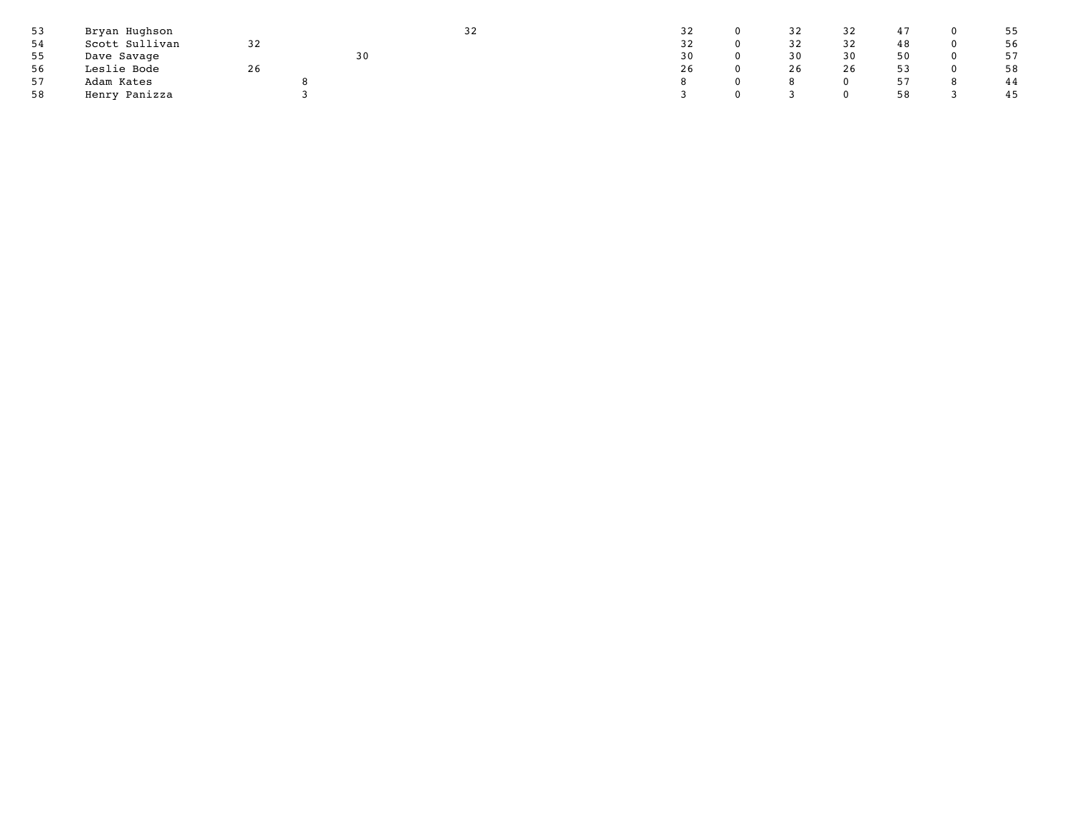| | | | | | | | | | | | | |
|---|---|---|---|---|---|---|---|---|---|---|---|---|
| 53 | Bryan Hughson | | | | 32 | 32 | 0 | 32 | 32 | 47 | 0 | 55 |
| 54 | Scott Sullivan | 32 | | | | 32 | 0 | 32 | 32 | 48 | 0 | 56 |
| 55 | Dave Savage | | | 30 | | 30 | 0 | 30 | 30 | 50 | 0 | 57 |
| 56 | Leslie Bode | 26 | | | | 26 | 0 | 26 | 26 | 53 | 0 | 58 |
| 57 | Adam Kates | | 8 | | | 8 | 0 | 8 | 0 | 57 | 8 | 44 |
| 58 | Henry Panizza | | 3 | | | 3 | 0 | 3 | 0 | 58 | 3 | 45 |